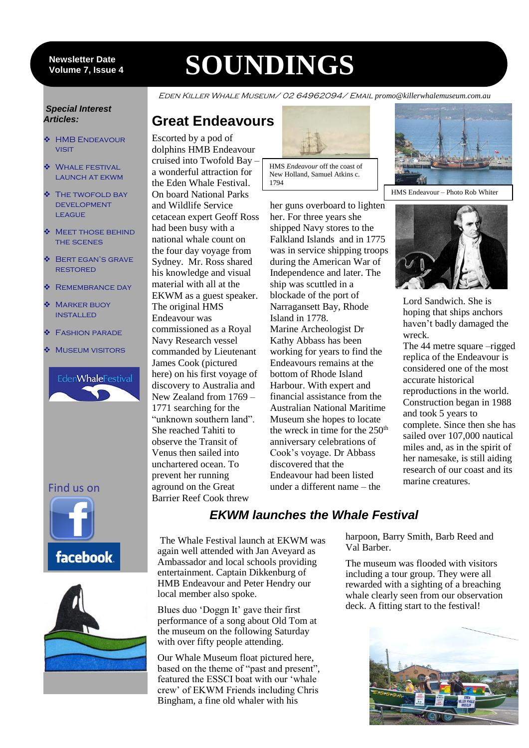Newsletter Date
Volume 7, Issue 4

# SOUNDINGS

EDEN KILLER WHALE MUSEUM/ 02 64962094/ EMAIL promo@killerwhalemuseum.com.au

***Special Interest Articles:***

- HMB Endeavour Visit
- Whale Festival Launch at EKWM
- The Twofold Bay Development League
- Meet Those Behind the Scenes
- Bert Egan's Grave Restored
- Remembrance Day
- Marker Buoy Installed
- Fashion Parade
- Museum Visitors

EdenWhaleFestival

Find us on facebook

## Great Endeavours

Escorted by a pod of dolphins HMB Endeavour cruised into Twofold Bay – a wonderful attraction for the Eden Whale Festival. On board National Parks and Wildlife Service cetacean expert Geoff Ross had been busy with a national whale count on the four day voyage from Sydney. Mr. Ross shared his knowledge and visual material with all at the EKWM as a guest speaker. The original HMS Endeavour was commissioned as a Royal Navy Research vessel commanded by Lieutenant James Cook (pictured here) on his first voyage of discovery to Australia and New Zealand from 1769 – 1771 searching for the "unknown southern land". She reached Tahiti to observe the Transit of Venus then sailed into unchartered ocean. To prevent her running aground on the Great Barrier Reef Cook threw her guns overboard to lighten her. For three years she shipped Navy stores to the Falkland Islands and in 1775 was in service shipping troops during the American War of Independence and later. The ship was scuttled in a blockade of the port of Narragansett Bay, Rhode Island in 1778.

HMS *Endeavour* off the coast of New Holland, Samuel Atkins c. 1794

HMS Endeavour – Photo Rob Whiter

Marine Archeologist Dr Kathy Abbass has been working for years to find the Endeavours remains at the bottom of Rhode Island Harbour. With expert and financial assistance from the Australian National Maritime Museum she hopes to locate the wreck in time for the 250th anniversary celebrations of Cook's voyage. Dr Abbass discovered that the Endeavour had been listed under a different name – the Lord Sandwich. She is hoping that ships anchors haven't badly damaged the wreck.

The 44 metre square –rigged replica of the Endeavour is considered one of the most accurate historical reproductions in the world. Construction began in 1988 and took 5 years to complete. Since then she has sailed over 107,000 nautical miles and, as in the spirit of her namesake, is still aiding research of our coast and its marine creatures.

## *EKWM launches the Whale Festival*

The Whale Festival launch at EKWM was again well attended with Jan Aveyard as Ambassador and local schools providing entertainment. Captain Dikkenburg of HMB Endeavour and Peter Hendry our local member also spoke.

Blues duo 'Doggn It' gave their first performance of a song about Old Tom at the museum on the following Saturday with over fifty people attending.

Our Whale Museum float pictured here, based on the theme of "past and present", featured the ESSCI boat with our 'whale crew' of EKWM Friends including Chris Bingham, a fine old whaler with his harpoon, Barry Smith, Barb Reed and Val Barber.

The museum was flooded with visitors including a tour group. They were all rewarded with a sighting of a breaching whale clearly seen from our observation deck. A fitting start to the festival!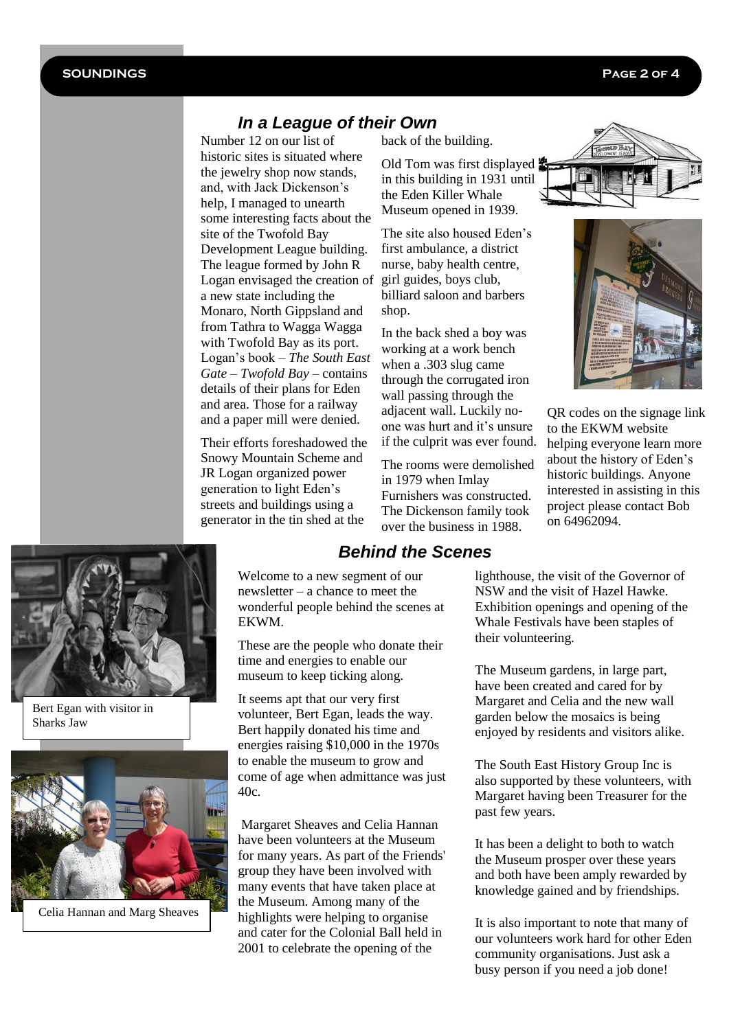## *In a League of their Own*

Number 12 on our list of historic sites is situated where the jewelry shop now stands, and, with Jack Dickenson's help, I managed to unearth some interesting facts about the site of the Twofold Bay Development League building. The league formed by John R Logan envisaged the creation of a new state including the Monaro, North Gippsland and from Tathra to Wagga Wagga with Twofold Bay as its port. Logan's book – *The South East Gate – Twofold Bay* – contains details of their plans for Eden and area. Those for a railway and a paper mill were denied.

Their efforts foreshadowed the Snowy Mountain Scheme and JR Logan organized power generation to light Eden's streets and buildings using a generator in the tin shed at the back of the building.

Old Tom was first displayed in this building in 1931 until the Eden Killer Whale Museum opened in 1939.

The site also housed Eden's first ambulance, a district nurse, baby health centre, girl guides, boys club, billiard saloon and barbers shop.

In the back shed a boy was working at a work bench when a .303 slug came through the corrugated iron wall passing through the adjacent wall. Luckily no-one was hurt and it's unsure if the culprit was ever found.

The rooms were demolished in 1979 when Imlay Furnishers was constructed. The Dickenson family took over the business in 1988.

QR codes on the signage link to the EKWM website helping everyone learn more about the history of Eden's historic buildings. Anyone interested in assisting in this project please contact Bob on 64962094.

## *Behind the Scenes*

Bert Egan with visitor in Sharks Jaw

Celia Hannan and Marg Sheaves

Welcome to a new segment of our newsletter – a chance to meet the wonderful people behind the scenes at EKWM.

These are the people who donate their time and energies to enable our museum to keep ticking along.

It seems apt that our very first volunteer, Bert Egan, leads the way. Bert happily donated his time and energies raising $10,000 in the 1970s to enable the museum to grow and come of age when admittance was just 40c.

Margaret Sheaves and Celia Hannan have been volunteers at the Museum for many years. As part of the Friends' group they have been involved with many events that have taken place at the Museum. Among many of the highlights were helping to organise and cater for the Colonial Ball held in 2001 to celebrate the opening of the lighthouse, the visit of the Governor of NSW and the visit of Hazel Hawke. Exhibition openings and opening of the Whale Festivals have been staples of their volunteering.

The Museum gardens, in large part, have been created and cared for by Margaret and Celia and the new wall garden below the mosaics is being enjoyed by residents and visitors alike.

The South East History Group Inc is also supported by these volunteers, with Margaret having been Treasurer for the past few years.

It has been a delight to both to watch the Museum prosper over these years and both have been amply rewarded by knowledge gained and by friendships.

It is also important to note that many of our volunteers work hard for other Eden community organisations. Just ask a busy person if you need a job done!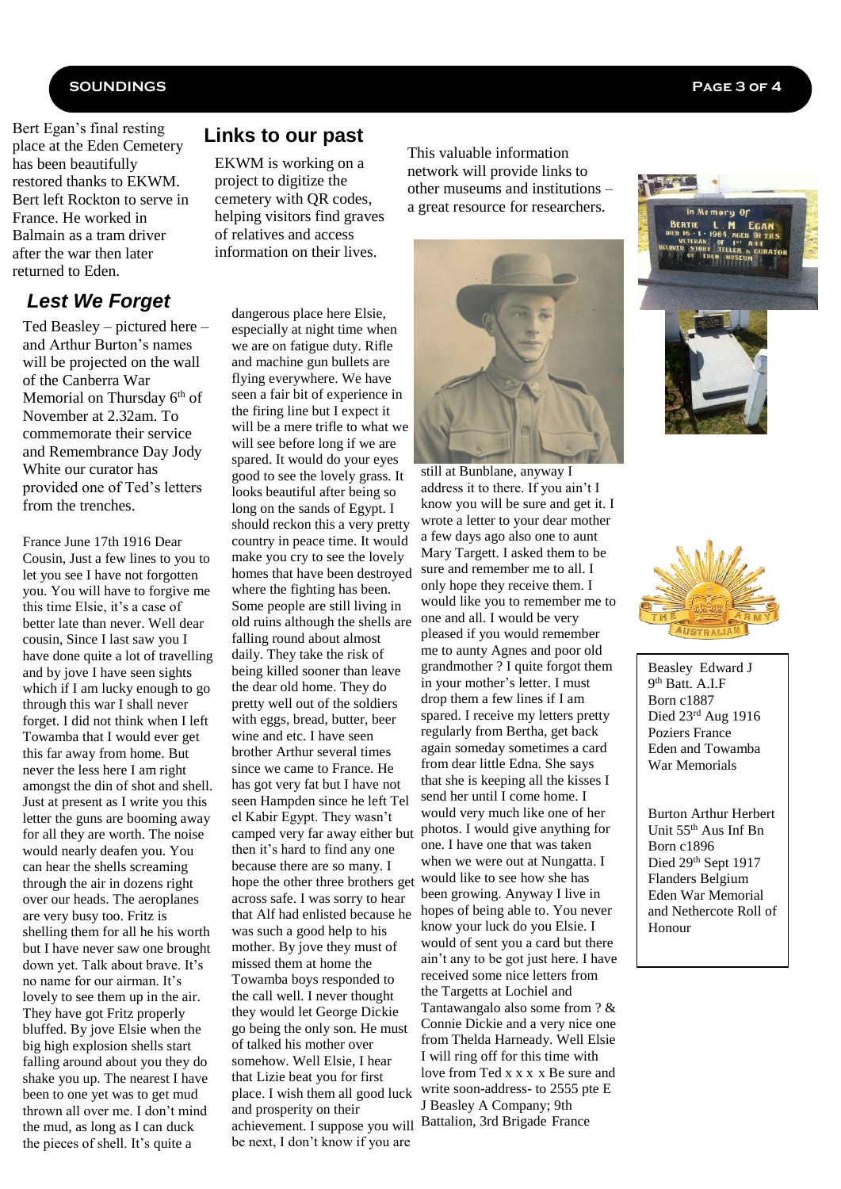Bert Egan's final resting place at the Eden Cemetery has been beautifully restored thanks to EKWM. Bert left Rockton to serve in France. He worked in Balmain as a tram driver after the war then later returned to Eden.

## Links to our past

EKWM is working on a project to digitize the cemetery with QR codes, helping visitors find graves of relatives and access information on their lives.

This valuable information network will provide links to other museums and institutions – a great resource for researchers.

## *Lest We Forget*

Ted Beasley – pictured here – and Arthur Burton's names will be projected on the wall of the Canberra War Memorial on Thursday 6th of November at 2.32am. To commemorate their service and Remembrance Day Jody White our curator has provided one of Ted's letters from the trenches.

France June 17th 1916 Dear Cousin, Just a few lines to you to let you see I have not forgotten you. You will have to forgive me this time Elsie, it's a case of better late than never. Well dear cousin, Since I last saw you I have done quite a lot of travelling and by jove I have seen sights which if I am lucky enough to go through this war I shall never forget. I did not think when I left Towamba that I would ever get this far away from home. But never the less here I am right amongst the din of shot and shell. Just at present as I write you this letter the guns are booming away for all they are worth. The noise would nearly deafen you. You can hear the shells screaming through the air in dozens right over our heads. The aeroplanes are very busy too. Fritz is shelling them for all his worth but I have never saw one brought down yet. Talk about brave. It's no name for our airman. It's lovely to see them up in the air. They have got Fritz properly bluffed. By jove Elsie when the big high explosion shells start falling around about you they do shake you up. The nearest I have been to one yet was to get mud thrown all over me. I don't mind the mud, as long as I can duck the pieces of shell. It's quite a dangerous place here Elsie, especially at night time when we are on fatigue duty. Rifle and machine gun bullets are flying everywhere. We have seen a fair bit of experience in the firing line but I expect it will be a mere trifle to what we will see before long if we are spared. It would do your eyes good to see the lovely grass. It looks beautiful after being so long on the sands of Egypt. I should reckon this a very pretty country in peace time. It would make you cry to see the lovely homes that have been destroyed where the fighting has been. Some people are still living in old ruins although the shells are falling round about almost daily. They take the risk of being killed sooner than leave the dear old home. They do pretty well out of the soldiers with eggs, bread, butter, beer wine and etc. I have seen brother Arthur several times since we came to France. He has got very fat but I have not seen Hampden since he left Tel el Kabir Egypt. They wasn't camped very far away either but then it's hard to find any one because there are so many. I hope the other three brothers get across safe. I was sorry to hear that Alf had enlisted because he was such a good help to his mother. By jove they must of missed them at home the Towamba boys responded to the call well. I never thought they would let George Dickie go being the only son. He must of talked his mother over somehow. Well Elsie, I hear that Lizie beat you for first place. I wish them all good luck and prosperity on their achievement. I suppose you will be next, I don't know if you are still at Bunblane, anyway I address it to there. If you ain't I know you will be sure and get it. I wrote a letter to your dear mother a few days ago also one to aunt Mary Targett. I asked them to be sure and remember me to all. I only hope they receive them. I would like you to remember me to one and all. I would be very pleased if you would remember me to aunty Agnes and poor old grandmother ? I quite forgot them in your mother's letter. I must drop them a few lines if I am spared. I receive my letters pretty regularly from Bertha, get back again someday sometimes a card from dear little Edna. She says that she is keeping all the kisses I send her until I come home. I would very much like one of her photos. I would give anything for one. I have one that was taken when we were out at Nungatta. I would like to see how she has been growing. Anyway I live in hopes of being able to. You never know your luck do you Elsie. I would of sent you a card but there ain't any to be got just here. I have received some nice letters from the Targetts at Lochiel and Tantawangalo also some from ? & Connie Dickie and a very nice one from Thelda Harneady. Well Elsie I will ring off for this time with love from Ted x x x x Be sure and write soon-address- to 2555 pte E J Beasley A Company; 9th Battalion, 3rd Brigade France

In Memory Of
BERTIE L. M EGAN
DIED 16 · 1 · 1964, AGED 91 YRS
VETERAN OF 1st A.I.F
BELOVED STORY TELLER & CURATOR
OF EDEN MUSEUM

THE AUSTRALIAN ARMY

Beasley Edward J
9th Batt. A.I.F
Born c1887
Died 23rd Aug 1916
Poziers France
Eden and Towamba War Memorials

Burton Arthur Herbert
Unit 55th Aus Inf Bn
Born c1896
Died 29th Sept 1917
Flanders Belgium
Eden War Memorial and Nethercote Roll of Honour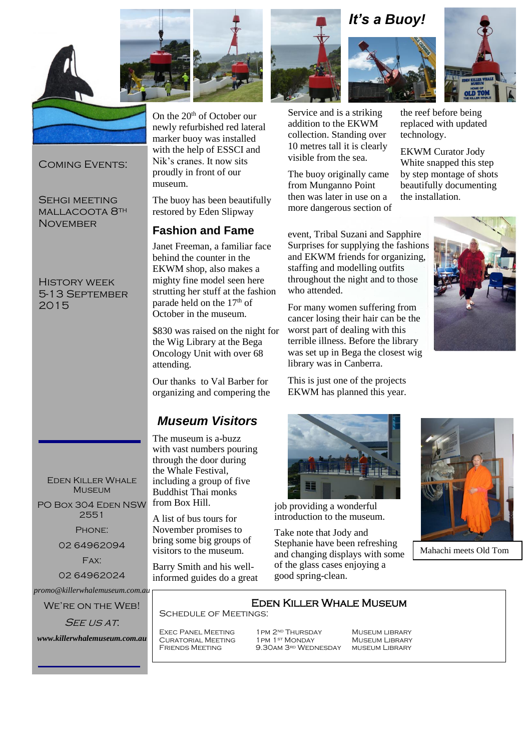## It's a Buoy!

On the 20th of October our newly refurbished red lateral marker buoy was installed with the help of ESSCI and Nik's cranes. It now sits proudly in front of our museum.

The buoy has been beautifully restored by Eden Slipway Service and is a striking addition to the EKWM collection. Standing over 10 metres tall it is clearly visible from the sea.

The buoy originally came from Munganno Point then was later in use on a more dangerous section of the reef before being replaced with updated technology.

EKWM Curator Jody White snapped this step by step montage of shots beautifully documenting the installation.

## Fashion and Fame

Janet Freeman, a familiar face behind the counter in the EKWM shop, also makes a mighty fine model seen here strutting her stuff at the fashion parade held on the 17th of October in the museum.

$830 was raised on the night for the Wig Library at the Bega Oncology Unit with over 68 attending.

Our thanks to Val Barber for organizing and compering the event, Tribal Suzani and Sapphire Surprises for supplying the fashions and EKWM friends for organizing, staffing and modelling outfits throughout the night and to those who attended.

For many women suffering from cancer losing their hair can be the worst part of dealing with this terrible illness. Before the library was set up in Bega the closest wig library was in Canberra.

This is just one of the projects EKWM has planned this year.

## Museum Visitors

The museum is a-buzz with vast numbers pouring through the door during the Whale Festival, including a group of five Buddhist Thai monks from Box Hill.

A list of bus tours for November promises to bring some big groups of visitors to the museum.

Barry Smith and his well-informed guides do a great job providing a wonderful introduction to the museum.

Take note that Jody and Stephanie have been refreshing and changing displays with some of the glass cases enjoying a good spring-clean.

Mahachi meets Old Tom

### Coming Events:

SEHGI Meeting Mallacoota 8th November

History Week 5-13 September 2015

---

Eden Killer Whale Museum

PO Box 304 Eden NSW 2551

Phone:

02 64962094

Fax:

02 64962024

*promo@killerwhalemuseum.com.au*

We're on the Web!

*See us at:*

***www.killerwhalemuseum.com.au***

### Eden Killer Whale Museum

Schedule of Meetings:

| | | |
|---|---|---|
| Exec Panel Meeting | 1pm 2nd Thursday | Museum Library |
| Curatorial Meeting | 1pm 1st Monday | Museum Library |
| Friends Meeting | 9.30am 3rd Wednesday | Museum Library |